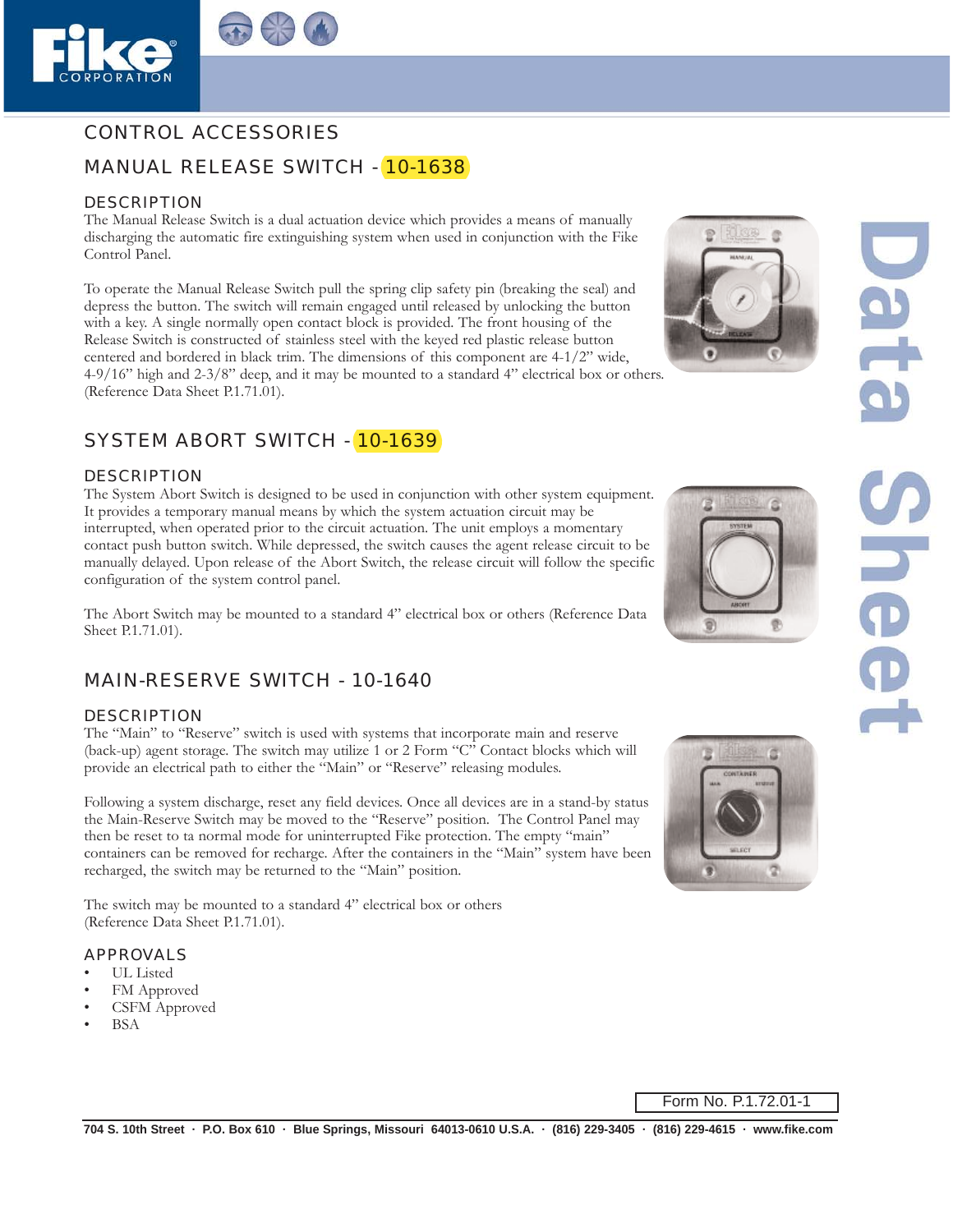# CONTROL ACCESSORIES

## MANUAL RELEASE SWITCH - 10-1638

### DESCRIPTION

The Manual Release Switch is a dual actuation device which provides a means of manually discharging the automatic fire extinguishing system when used in conjunction with the Fike Control Panel.

To operate the Manual Release Switch pull the spring clip safety pin (breaking the seal) and depress the button. The switch will remain engaged until released by unlocking the button with a key. A single normally open contact block is provided. The front housing of the Release Switch is constructed of stainless steel with the keyed red plastic release button centered and bordered in black trim. The dimensions of this component are 4-1/2" wide, 4-9/16" high and 2-3/8" deep, and it may be mounted to a standard 4" electrical box or others. (Reference Data Sheet P.1.71.01).

## SYSTEM ABORT SWITCH - 10-1639

### DESCRIPTION

The System Abort Switch is designed to be used in conjunction with other system equipment. It provides a temporary manual means by which the system actuation circuit may be interrupted, when operated prior to the circuit actuation. The unit employs a momentary contact push button switch. While depressed, the switch causes the agent release circuit to be manually delayed. Upon release of the Abort Switch, the release circuit will follow the specific configuration of the system control panel.

The Abort Switch may be mounted to a standard 4" electrical box or others (Reference Data Sheet P.1.71.01).

## MAIN-RESERVE SWITCH - 10-1640

### DESCRIPTION

The "Main" to "Reserve" switch is used with systems that incorporate main and reserve (back-up) agent storage. The switch may utilize 1 or 2 Form "C" Contact blocks which will provide an electrical path to either the "Main" or "Reserve" releasing modules.

Following a system discharge, reset any field devices. Once all devices are in a stand-by status the Main-Reserve Switch may be moved to the "Reserve" position. The Control Panel may then be reset to ta normal mode for uninterrupted Fike protection. The empty "main" containers can be removed for recharge. After the containers in the "Main" system have been recharged, the switch may be returned to the "Main" position.

The switch may be mounted to a standard 4" electrical box or others (Reference Data Sheet P.1.71.01).

### APPROVALS

- UL Listed
- FM Approved
- CSFM Approved
- BSA

Form No. P.1.72.01-1

704 S. 10th Street · P.O. Box 610 · Blue Springs, Missouri 64013-0610 U.S.A. · (816) 229-3405 · (816) 229-4615 · www.fike.com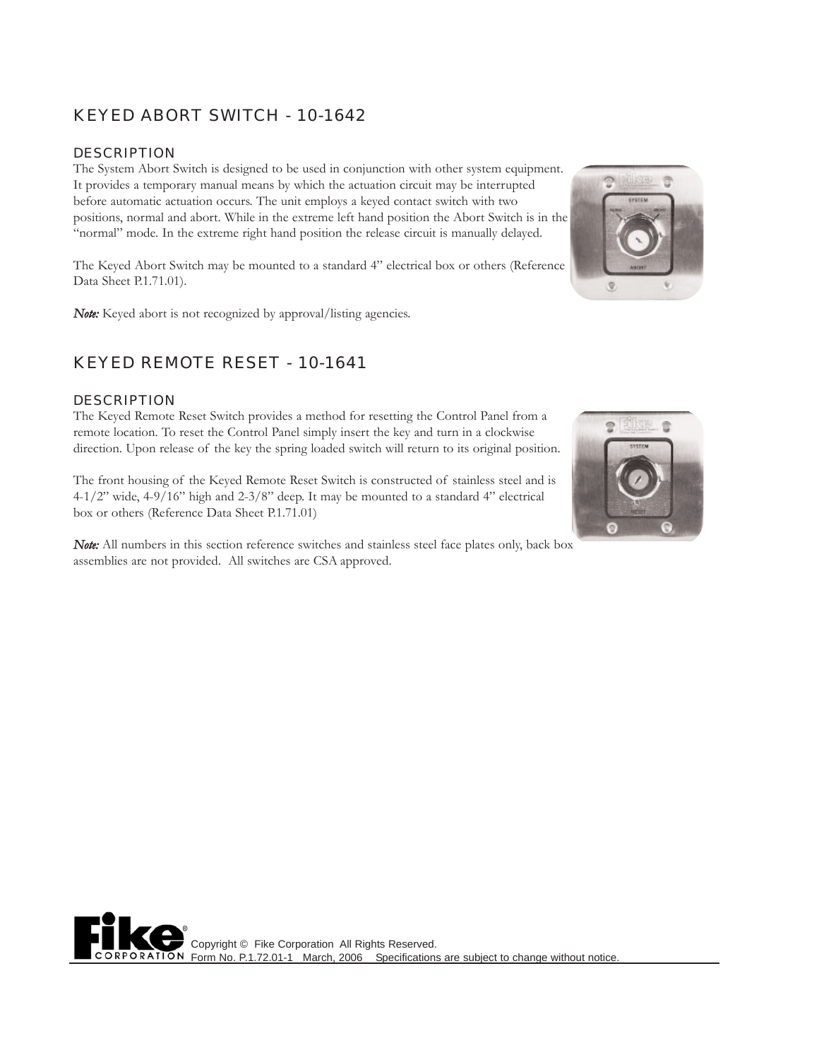## KEYED ABORT SWITCH - 10-1642

### DESCRIPTION

The System Abort Switch is designed to be used in conjunction with other system equipment. It provides a temporary manual means by which the actuation circuit may be interrupted before automatic actuation occurs. The unit employs a keyed contact switch with two positions, normal and abort. While in the extreme left hand position the Abort Switch is in the "normal" mode. In the extreme right hand position the release circuit is manually delayed.

The Keyed Abort Switch may be mounted to a standard 4" electrical box or others (Reference Data Sheet P.1.71.01).

*Note:* Keyed abort is not recognized by approval/listing agencies.

## KEYED REMOTE RESET - 10-1641

### DESCRIPTION

The Keyed Remote Reset Switch provides a method for resetting the Control Panel from a remote location. To reset the Control Panel simply insert the key and turn in a clockwise direction. Upon release of the key the spring loaded switch will return to its original position.

The front housing of the Keyed Remote Reset Switch is constructed of stainless steel and is 4-1/2" wide, 4-9/16" high and 2-3/8" deep. It may be mounted to a standard 4" electrical box or others (Reference Data Sheet P.1.71.01)

*Note:* All numbers in this section reference switches and stainless steel face plates only, back box assemblies are not provided. All switches are CSA approved.

Copyright © Fike Corporation All Rights Reserved.
Form No. P.1.72.01-1 March, 2006 Specifications are subject to change without notice.